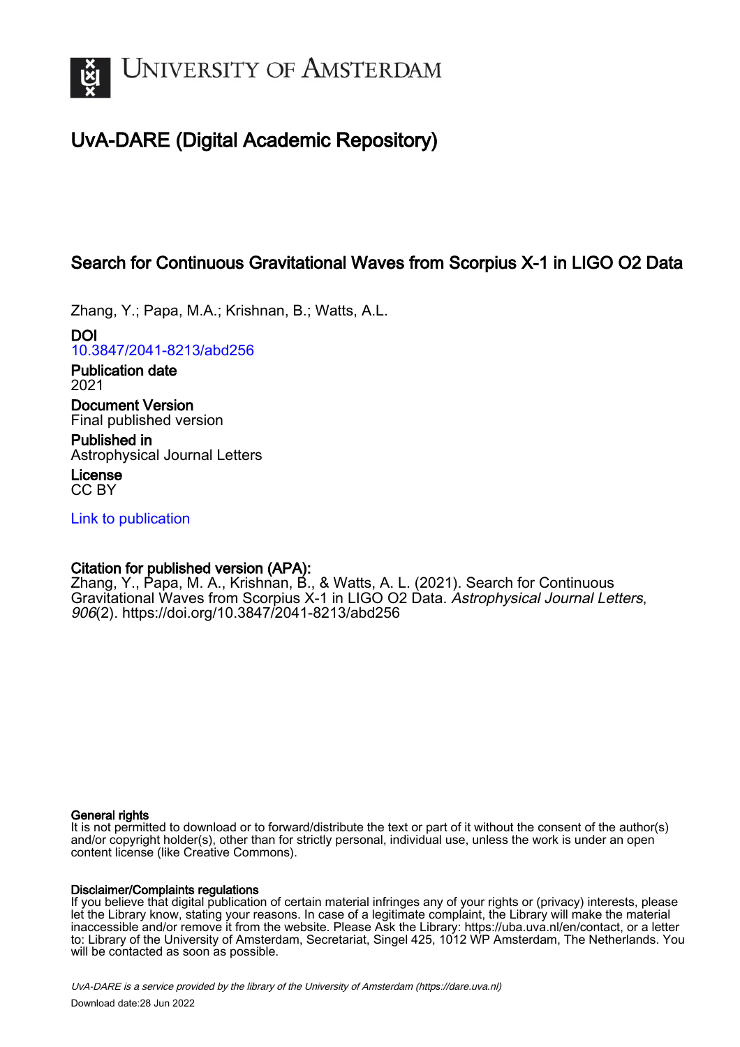# UvA-DARE (Digital Academic Repository)

## Search for Continuous Gravitational Waves from Scorpius X-1 in LIGO O2 Data

Zhang, Y.; Papa, M.A.; Krishnan, B.; Watts, A.L.

**DOI**
10.3847/2041-8213/abd256

**Publication date**
2021

**Document Version**
Final published version

**Published in**
Astrophysical Journal Letters

**License**
CC BY

Link to publication

**Citation for published version (APA):**
Zhang, Y., Papa, M. A., Krishnan, B., & Watts, A. L. (2021). Search for Continuous Gravitational Waves from Scorpius X-1 in LIGO O2 Data. *Astrophysical Journal Letters*, *906*(2). https://doi.org/10.3847/2041-8213/abd256

**General rights**
It is not permitted to download or to forward/distribute the text or part of it without the consent of the author(s) and/or copyright holder(s), other than for strictly personal, individual use, unless the work is under an open content license (like Creative Commons).

**Disclaimer/Complaints regulations**
If you believe that digital publication of certain material infringes any of your rights or (privacy) interests, please let the Library know, stating your reasons. In case of a legitimate complaint, the Library will make the material inaccessible and/or remove it from the website. Please Ask the Library: https://uba.uva.nl/en/contact, or a letter to: Library of the University of Amsterdam, Secretariat, Singel 425, 1012 WP Amsterdam, The Netherlands. You will be contacted as soon as possible.

*UvA-DARE is a service provided by the library of the University of Amsterdam (https://dare.uva.nl)*

Download date:28 Jun 2022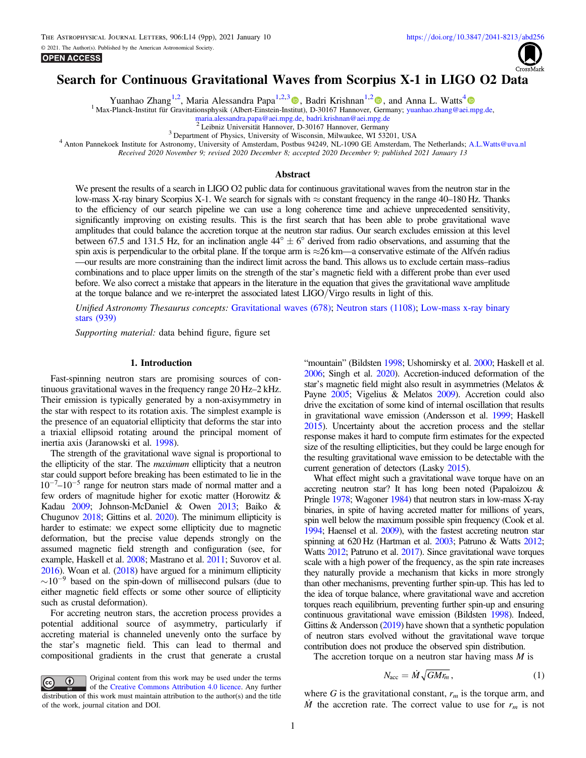# Search for Continuous Gravitational Waves from Scorpius X-1 in LIGO O2 Data

Yuanhao Zhang[1,2], Maria Alessandra Papa[1,2,3], Badri Krishnan[1,2], and Anna L. Watts[4]

[1] Max-Planck-Institut für Gravitationsphysik (Albert-Einstein-Institut), D-30167 Hannover, Germany; yuanhao.zhang@aei.mpg.de, maria.alessandra.papa@aei.mpg.de, badri.krishnan@aei.mpg.de

[2] Leibniz Universität Hannover, D-30167 Hannover, Germany

[3] Department of Physics, University of Wisconsin, Milwaukee, WI 53201, USA

[4] Anton Pannekoek Institute for Astronomy, University of Amsterdam, Postbus 94249, NL-1090 GE Amsterdam, The Netherlands; A.L.Watts@uva.nl

*Received 2020 November 9; revised 2020 December 8; accepted 2020 December 9; published 2021 January 13*

## Abstract

We present the results of a search in LIGO O2 public data for continuous gravitational waves from the neutron star in the low-mass X-ray binary Scorpius X-1. We search for signals with ≈ constant frequency in the range 40–180 Hz. Thanks to the efficiency of our search pipeline we can use a long coherence time and achieve unprecedented sensitivity, significantly improving on existing results. This is the first search that has been able to probe gravitational wave amplitudes that could balance the accretion torque at the neutron star radius. Our search excludes emission at this level between 67.5 and 131.5 Hz, for an inclination angle $44^\circ \pm 6^\circ$ derived from radio observations, and assuming that the spin axis is perpendicular to the orbital plane. If the torque arm is ≈26 km—a conservative estimate of the Alfvén radius—our results are more constraining than the indirect limit across the band. This allows us to exclude certain mass–radius combinations and to place upper limits on the strength of the star's magnetic field with a different probe than ever used before. We also correct a mistake that appears in the literature in the equation that gives the gravitational wave amplitude at the torque balance and we re-interpret the associated latest LIGO/Virgo results in light of this.

*Unified Astronomy Thesaurus concepts:* Gravitational waves (678); Neutron stars (1108); Low-mass x-ray binary stars (939)

*Supporting material:* data behind figure, figure set

## 1. Introduction

Fast-spinning neutron stars are promising sources of continuous gravitational waves in the frequency range 20 Hz–2 kHz. Their emission is typically generated by a non-axisymmetry in the star with respect to its rotation axis. The simplest example is the presence of an equatorial ellipticity that deforms the star into a triaxial ellipsoid rotating around the principal moment of inertia axis (Jaranowski et al. 1998).

The strength of the gravitational wave signal is proportional to the ellipticity of the star. The *maximum* ellipticity that a neutron star could support before breaking has been estimated to lie in the $10^{-7}$–$10^{-5}$ range for neutron stars made of normal matter and a few orders of magnitude higher for exotic matter (Horowitz & Kadau 2009; Johnson-McDaniel & Owen 2013; Baiko & Chugunov 2018; Gittins et al. 2020). The minimum ellipticity is harder to estimate: we expect some ellipticity due to magnetic deformation, but the precise value depends strongly on the assumed magnetic field strength and configuration (see, for example, Haskell et al. 2008; Mastrano et al. 2011; Suvorov et al. 2016). Woan et al. (2018) have argued for a minimum ellipticity $\sim 10^{-9}$ based on the spin-down of millisecond pulsars (due to either magnetic field effects or some other source of ellipticity such as crustal deformation).

For accreting neutron stars, the accretion process provides a potential additional source of asymmetry, particularly if accreting material is channeled unevenly onto the surface by the star's magnetic field. This can lead to thermal and compositional gradients in the crust that generate a crustal "mountain" (Bildsten 1998; Ushomirsky et al. 2000; Haskell et al. 2006; Singh et al. 2020). Accretion-induced deformation of the star's magnetic field might also result in asymmetries (Melatos & Payne 2005; Vigelius & Melatos 2009). Accretion could also drive the excitation of some kind of internal oscillation that results in gravitational wave emission (Andersson et al. 1999; Haskell 2015). Uncertainty about the accretion process and the stellar response makes it hard to compute firm estimates for the expected size of the resulting ellipticities, but they could be large enough for the resulting gravitational wave emission to be detectable with the current generation of detectors (Lasky 2015).

What effect might such a gravitational wave torque have on an accreting neutron star? It has long been noted (Papaloizou & Pringle 1978; Wagoner 1984) that neutron stars in low-mass X-ray binaries, in spite of having accreted matter for millions of years, spin well below the maximum possible spin frequency (Cook et al. 1994; Haensel et al. 2009), with the fastest accreting neutron star spinning at 620 Hz (Hartman et al. 2003; Patruno & Watts 2012; Watts 2012; Patruno et al. 2017). Since gravitational wave torques scale with a high power of the frequency, as the spin rate increases they naturally provide a mechanism that kicks in more strongly than other mechanisms, preventing further spin-up. This has led to the idea of torque balance, where gravitational wave and accretion torques reach equilibrium, preventing further spin-up and ensuring continuous gravitational wave emission (Bildsten 1998). Indeed, Gittins & Andersson (2019) have shown that a synthetic population of neutron stars evolved without the gravitational wave torque contribution does not produce the observed spin distribution.

The accretion torque on a neutron star having mass $M$ is

$$N_{\rm acc} = \dot{M}\sqrt{GMr_m}, \tag{1}$$

where $G$ is the gravitational constant, $r_m$ is the torque arm, and $\dot{M}$ the accretion rate. The correct value to use for $r_m$ is not

Original content from this work may be used under the terms of the Creative Commons Attribution 4.0 licence. Any further distribution of this work must maintain attribution to the author(s) and the title of the work, journal citation and DOI.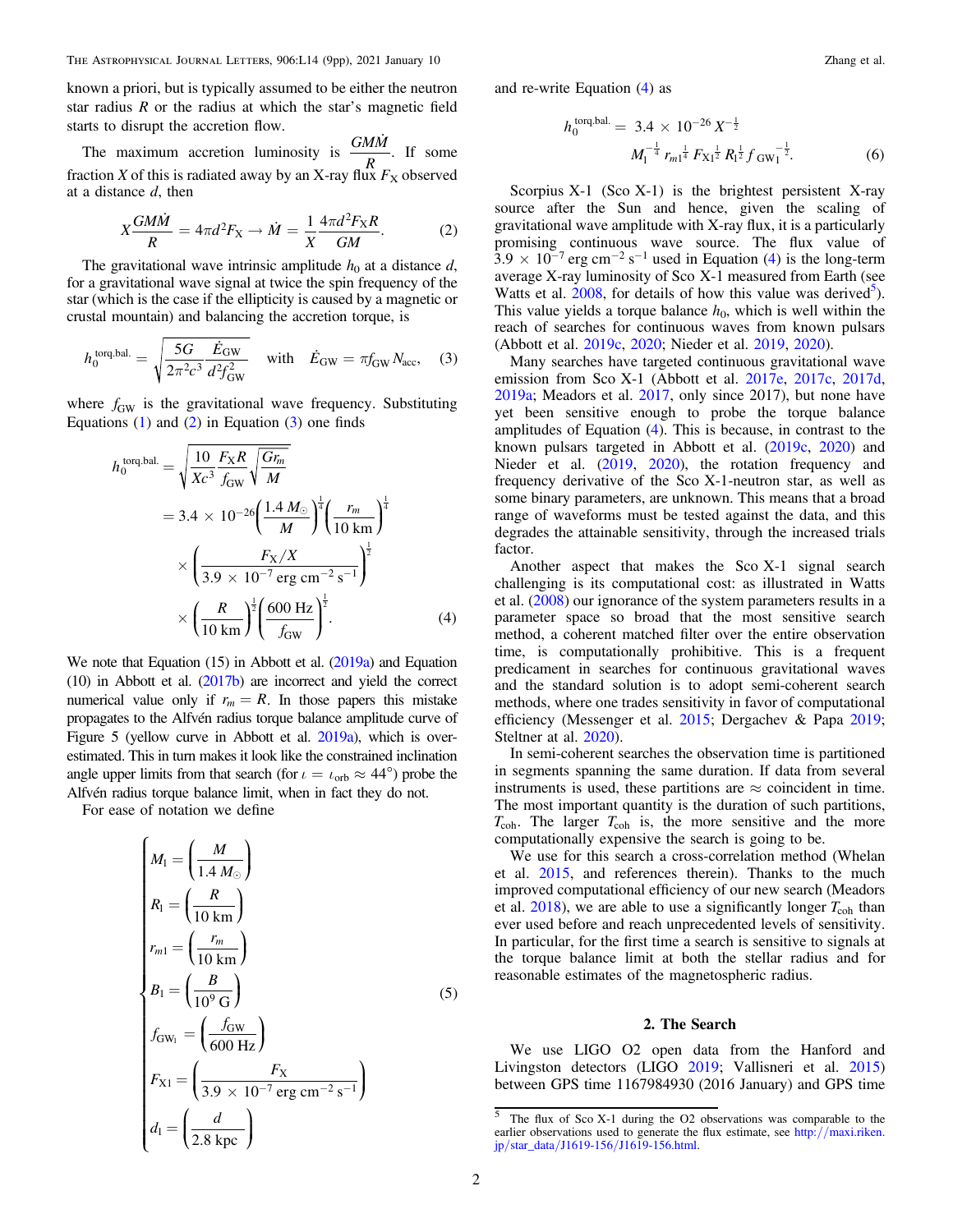known a priori, but is typically assumed to be either the neutron star radius $R$ or the radius at which the star's magnetic field starts to disrupt the accretion flow.

The maximum accretion luminosity is $\frac{GM\dot{M}}{R}$. If some fraction $X$ of this is radiated away by an X-ray flux $F_X$ observed at a distance $d$, then

$$X\frac{GM\dot{M}}{R} = 4\pi d^2 F_X \rightarrow \dot{M} = \frac{1}{X}\frac{4\pi d^2 F_X R}{GM}. \tag{2}$$

The gravitational wave intrinsic amplitude $h_0$ at a distance $d$, for a gravitational wave signal at twice the spin frequency of the star (which is the case if the ellipticity is caused by a magnetic or crustal mountain) and balancing the accretion torque, is

$$h_0^{\text{torq.bal.}} = \sqrt{\frac{5G}{2\pi^2 c^3}\frac{\dot{E}_{\text{GW}}}{d^2 f_{\text{GW}}^2}} \quad \text{with} \quad \dot{E}_{\text{GW}} = \pi f_{\text{GW}} N_{\text{acc}}, \tag{3}$$

where $f_{\text{GW}}$ is the gravitational wave frequency. Substituting Equations (1) and (2) in Equation (3) one finds

$$\begin{aligned} h_0^{\text{torq.bal.}} &= \sqrt{\frac{10}{Xc^3}\frac{F_X R}{f_{\text{GW}}}\sqrt{\frac{Gr_m}{M}}} \\ &= 3.4 \times 10^{-26}\left(\frac{1.4\,M_\odot}{M}\right)^{\frac{1}{4}}\left(\frac{r_m}{10\text{ km}}\right)^{\frac{1}{4}} \\ &\quad \times \left(\frac{F_X/X}{3.9 \times 10^{-7}\text{ erg cm}^{-2}\text{ s}^{-1}}\right)^{\frac{1}{2}} \\ &\quad \times \left(\frac{R}{10\text{ km}}\right)^{\frac{1}{2}}\left(\frac{600\text{ Hz}}{f_{\text{GW}}}\right)^{\frac{1}{2}}. \end{aligned} \tag{4}$$

We note that Equation (15) in Abbott et al. (2019a) and Equation (10) in Abbott et al. (2017b) are incorrect and yield the correct numerical value only if $r_m = R$. In those papers this mistake propagates to the Alfvén radius torque balance amplitude curve of Figure 5 (yellow curve in Abbott et al. 2019a), which is overestimated. This in turn makes it look like the constrained inclination angle upper limits from that search (for $\iota = \iota_{\text{orb}} \approx 44°$) probe the Alfvén radius torque balance limit, when in fact they do not.

For ease of notation we define

$$\begin{cases} M_1 = \left(\dfrac{M}{1.4\,M_\odot}\right) \\ R_1 = \left(\dfrac{R}{10\text{ km}}\right) \\ r_{m1} = \left(\dfrac{r_m}{10\text{ km}}\right) \\ B_1 = \left(\dfrac{B}{10^9\text{ G}}\right) \\ f_{\text{GW}_1} = \left(\dfrac{f_{\text{GW}}}{600\text{ Hz}}\right) \\ F_{X1} = \left(\dfrac{F_X}{3.9 \times 10^{-7}\text{ erg cm}^{-2}\text{ s}^{-1}}\right) \\ d_1 = \left(\dfrac{d}{2.8\text{ kpc}}\right) \end{cases} \tag{5}$$

and re-write Equation (4) as

$$h_0^{\text{torq.bal.}} = 3.4 \times 10^{-26} X^{-\frac{1}{2}} M_1^{-\frac{1}{4}} r_{m1}^{\frac{1}{4}} F_{X1}^{\frac{1}{2}} R_1^{\frac{1}{2}} f_{\text{GW}_1}^{-\frac{1}{2}}. \tag{6}$$

Scorpius X-1 (Sco X-1) is the brightest persistent X-ray source after the Sun and hence, given the scaling of gravitational wave amplitude with X-ray flux, it is a particularly promising continuous wave source. The flux value of $3.9 \times 10^{-7}$ erg cm$^{-2}$ s$^{-1}$ used in Equation (4) is the long-term average X-ray luminosity of Sco X-1 measured from Earth (see Watts et al. 2008, for details of how this value was derived[5]). This value yields a torque balance $h_0$, which is well within the reach of searches for continuous waves from known pulsars (Abbott et al. 2019c, 2020; Nieder et al. 2019, 2020).

Many searches have targeted continuous gravitational wave emission from Sco X-1 (Abbott et al. 2017e, 2017c, 2017d, 2019a; Meadors et al. 2017, only since 2017), but none have yet been sensitive enough to probe the torque balance amplitudes of Equation (4). This is because, in contrast to the known pulsars targeted in Abbott et al. (2019c, 2020) and Nieder et al. (2019, 2020), the rotation frequency and frequency derivative of the Sco X-1-neutron star, as well as some binary parameters, are unknown. This means that a broad range of waveforms must be tested against the data, and this degrades the attainable sensitivity, through the increased trials factor.

Another aspect that makes the Sco X-1 signal search challenging is its computational cost: as illustrated in Watts et al. (2008) our ignorance of the system parameters results in a parameter space so broad that the most sensitive search method, a coherent matched filter over the entire observation time, is computationally prohibitive. This is a frequent predicament in searches for continuous gravitational waves and the standard solution is to adopt semi-coherent search methods, where one trades sensitivity in favor of computational efficiency (Messenger et al. 2015; Dergachev & Papa 2019; Steltner at al. 2020).

In semi-coherent searches the observation time is partitioned in segments spanning the same duration. If data from several instruments is used, these partitions are ≈ coincident in time. The most important quantity is the duration of such partitions, $T_{\text{coh}}$. The larger $T_{\text{coh}}$ is, the more sensitive and the more computationally expensive the search is going to be.

We use for this search a cross-correlation method (Whelan et al. 2015, and references therein). Thanks to the much improved computational efficiency of our new search (Meadors et al. 2018), we are able to use a significantly longer $T_{\text{coh}}$ than ever used before and reach unprecedented levels of sensitivity. In particular, for the first time a search is sensitive to signals at the torque balance limit at both the stellar radius and for reasonable estimates of the magnetospheric radius.

## 2. The Search

We use LIGO O2 open data from the Hanford and Livingston detectors (LIGO 2019; Vallisneri et al. 2015) between GPS time 1167984930 (2016 January) and GPS time

[5] The flux of Sco X-1 during the O2 observations was comparable to the earlier observations used to generate the flux estimate, see http://maxi.riken.jp/star_data/J1619-156/J1619-156.html.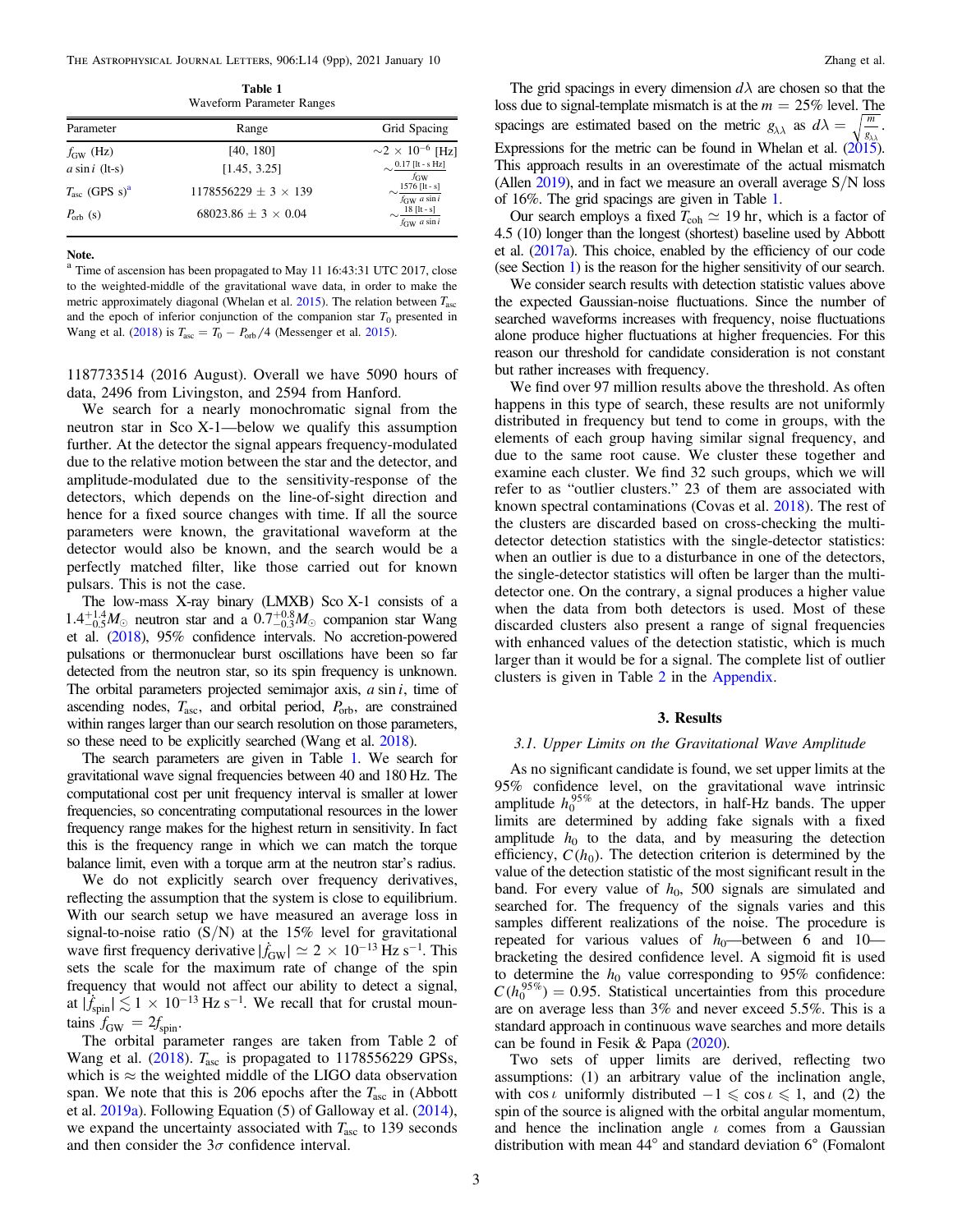**Table 1**
Waveform Parameter Ranges

| Parameter | Range | Grid Spacing |
| --- | --- | --- |
| $f_{\rm GW}$ (Hz) | [40, 180] | $\sim 2 \times 10^{-6}$ [Hz] |
| $a \sin i$ (lt-s) | [1.45, 3.25] | $\sim \frac{0.17\ [\text{lt - s Hz}]}{f_{\rm GW}}$ |
| $T_{\rm asc}$ (GPS s)[a] | 1178556229 ± 3 × 139 | $\sim \frac{1576\ [\text{lt - s}]}{f_{\rm GW}\ a \sin i}$ |
| $P_{\rm orb}$ (s) | 68023.86 ± 3 × 0.04 | $\sim \frac{18\ [\text{lt - s}]}{f_{\rm GW}\ a \sin i}$ |

**Note.**
[a] Time of ascension has been propagated to May 11 16:43:31 UTC 2017, close to the weighted-middle of the gravitational wave data, in order to make the metric approximately diagonal (Whelan et al. 2015). The relation between $T_{\rm asc}$ and the epoch of inferior conjunction of the companion star $T_0$ presented in Wang et al. (2018) is $T_{\rm asc} = T_0 - P_{\rm orb}/4$ (Messenger et al. 2015).

1187733514 (2016 August). Overall we have 5090 hours of data, 2496 from Livingston, and 2594 from Hanford.

We search for a nearly monochromatic signal from the neutron star in Sco X-1—below we qualify this assumption further. At the detector the signal appears frequency-modulated due to the relative motion between the star and the detector, and amplitude-modulated due to the sensitivity-response of the detectors, which depends on the line-of-sight direction and hence for a fixed source changes with time. If all the source parameters were known, the gravitational waveform at the detector would also be known, and the search would be a perfectly matched filter, like those carried out for known pulsars. This is not the case.

The low-mass X-ray binary (LMXB) Sco X-1 consists of a $1.4^{+1.4}_{-0.5} M_\odot$ neutron star and a $0.7^{+0.8}_{-0.3} M_\odot$ companion star Wang et al. (2018), 95% confidence intervals. No accretion-powered pulsations or thermonuclear burst oscillations have been so far detected from the neutron star, so its spin frequency is unknown. The orbital parameters projected semimajor axis, $a \sin i$, time of ascending nodes, $T_{\rm asc}$, and orbital period, $P_{\rm orb}$, are constrained within ranges larger than our search resolution on those parameters, so these need to be explicitly searched (Wang et al. 2018).

The search parameters are given in Table 1. We search for gravitational wave signal frequencies between 40 and 180 Hz. The computational cost per unit frequency interval is smaller at lower frequencies, so concentrating computational resources in the lower frequency range makes for the highest return in sensitivity. In fact this is the frequency range in which we can match the torque balance limit, even with a torque arm at the neutron star's radius.

We do not explicitly search over frequency derivatives, reflecting the assumption that the system is close to equilibrium. With our search setup we have measured an average loss in signal-to-noise ratio (S/N) at the 15% level for gravitational wave first frequency derivative $|\dot{f}_{\rm GW}| \simeq 2 \times 10^{-13}$ Hz s$^{-1}$. This sets the scale for the maximum rate of change of the spin frequency that would not affect our ability to detect a signal, at $|\dot{f}_{\rm spin}| \lesssim 1 \times 10^{-13}$ Hz s$^{-1}$. We recall that for crustal mountains $f_{\rm GW} = 2 f_{\rm spin}$.

The orbital parameter ranges are taken from Table 2 of Wang et al. (2018). $T_{\rm asc}$ is propagated to 1178556229 GPSs, which is ≈ the weighted middle of the LIGO data observation span. We note that this is 206 epochs after the $T_{\rm asc}$ in (Abbott et al. 2019a). Following Equation (5) of Galloway et al. (2014), we expand the uncertainty associated with $T_{\rm asc}$ to 139 seconds and then consider the 3$\sigma$ confidence interval.

The grid spacings in every dimension $d\lambda$ are chosen so that the loss due to signal-template mismatch is at the $m = 25\%$ level. The spacings are estimated based on the metric $g_{\lambda\lambda}$ as $d\lambda = \sqrt{\frac{m}{g_{\lambda\lambda}}}$. Expressions for the metric can be found in Whelan et al. (2015). This approach results in an overestimate of the actual mismatch (Allen 2019), and in fact we measure an overall average S/N loss of 16%. The grid spacings are given in Table 1.

Our search employs a fixed $T_{\rm coh} \simeq 19$ hr, which is a factor of 4.5 (10) longer than the longest (shortest) baseline used by Abbott et al. (2017a). This choice, enabled by the efficiency of our code (see Section 1) is the reason for the higher sensitivity of our search.

We consider search results with detection statistic values above the expected Gaussian-noise fluctuations. Since the number of searched waveforms increases with frequency, noise fluctuations alone produce higher fluctuations at higher frequencies. For this reason our threshold for candidate consideration is not constant but rather increases with frequency.

We find over 97 million results above the threshold. As often happens in this type of search, these results are not uniformly distributed in frequency but tend to come in groups, with the elements of each group having similar signal frequency, and due to the same root cause. We cluster these together and examine each cluster. We find 32 such groups, which we will refer to as "outlier clusters." 23 of them are associated with known spectral contaminations (Covas et al. 2018). The rest of the clusters are discarded based on cross-checking the multi-detector detection statistics with the single-detector statistics: when an outlier is due to a disturbance in one of the detectors, the single-detector statistics will often be larger than the multi-detector one. On the contrary, a signal produces a higher value when the data from both detectors is used. Most of these discarded clusters also present a range of signal frequencies with enhanced values of the detection statistic, which is much larger than it would be for a signal. The complete list of outlier clusters is given in Table 2 in the Appendix.

## 3. Results

### 3.1. Upper Limits on the Gravitational Wave Amplitude

As no significant candidate is found, we set upper limits at the 95% confidence level, on the gravitational wave intrinsic amplitude $h_0^{95\%}$ at the detectors, in half-Hz bands. The upper limits are determined by adding fake signals with a fixed amplitude $h_0$ to the data, and by measuring the detection efficiency, $C(h_0)$. The detection criterion is determined by the value of the detection statistic of the most significant result in the band. For every value of $h_0$, 500 signals are simulated and searched for. The frequency of the signals varies and this samples different realizations of the noise. The procedure is repeated for various values of $h_0$—between 6 and 10—bracketing the desired confidence level. A sigmoid fit is used to determine the $h_0$ value corresponding to 95% confidence: $C(h_0^{95\%}) = 0.95$. Statistical uncertainties from this procedure are on average less than 3% and never exceed 5.5%. This is a standard approach in continuous wave searches and more details can be found in Fesik & Papa (2020).

Two sets of upper limits are derived, reflecting two assumptions: (1) an arbitrary value of the inclination angle, with $\cos\iota$ uniformly distributed $-1 \leqslant \cos\iota \leqslant 1$, and (2) the spin of the source is aligned with the orbital angular momentum, and hence the inclination angle $\iota$ comes from a Gaussian distribution with mean 44° and standard deviation 6° (Fomalont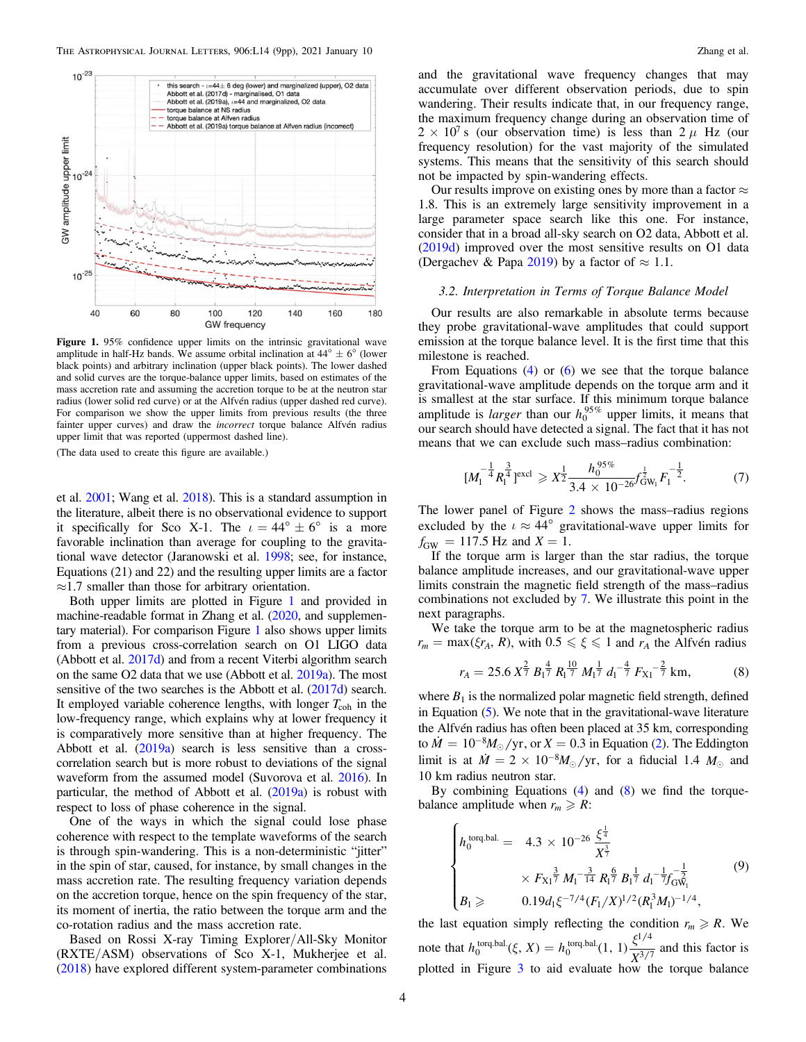**Figure 1.** 95% confidence upper limits on the intrinsic gravitational wave amplitude in half-Hz bands. We assume orbital inclination at $44^\circ \pm 6^\circ$ (lower black points) and arbitrary inclination (upper black points). The lower dashed and solid curves are the torque-balance upper limits, based on estimates of the mass accretion rate and assuming the accretion torque to be at the neutron star radius (lower solid red curve) or at the Alfvén radius (upper dashed red curve). For comparison we show the upper limits from previous results (the three fainter upper curves) and draw the *incorrect* torque balance Alfvén radius upper limit that was reported (uppermost dashed line).

(The data used to create this figure are available.)

et al. 2001; Wang et al. 2018). This is a standard assumption in the literature, albeit there is no observational evidence to support it specifically for Sco X-1. The $\iota = 44^\circ \pm 6^\circ$ is a more favorable inclination than average for coupling to the gravitational wave detector (Jaranowski et al. 1998; see, for instance, Equations (21) and 22) and the resulting upper limits are a factor $\approx$1.7 smaller than those for arbitrary orientation.

Both upper limits are plotted in Figure 1 and provided in machine-readable format in Zhang et al. (2020, and supplementary material). For comparison Figure 1 also shows upper limits from a previous cross-correlation search on O1 LIGO data (Abbott et al. 2017d) and from a recent Viterbi algorithm search on the same O2 data that we use (Abbott et al. 2019a). The most sensitive of the two searches is the Abbott et al. (2017d) search. It employed variable coherence lengths, with longer $T_{\rm coh}$ in the low-frequency range, which explains why at lower frequency it is comparatively more sensitive than at higher frequency. The Abbott et al. (2019a) search is less sensitive than a cross-correlation search but is more robust to deviations of the signal waveform from the assumed model (Suvorova et al. 2016). In particular, the method of Abbott et al. (2019a) is robust with respect to loss of phase coherence in the signal.

One of the ways in which the signal could lose phase coherence with respect to the template waveforms of the search is through spin-wandering. This is a non-deterministic "jitter" in the spin of star, caused, for instance, by small changes in the mass accretion rate. The resulting frequency variation depends on the accretion torque, hence on the spin frequency of the star, its moment of inertia, the ratio between the torque arm and the co-rotation radius and the mass accretion rate.

Based on Rossi X-ray Timing Explorer/All-Sky Monitor (RXTE/ASM) observations of Sco X-1, Mukherjee et al. (2018) have explored different system-parameter combinations and the gravitational wave frequency changes that may accumulate over different observation periods, due to spin wandering. Their results indicate that, in our frequency range, the maximum frequency change during an observation time of $2 \times 10^7$ s (our observation time) is less than $2\,\mu$ Hz (our frequency resolution) for the vast majority of the simulated systems. This means that the sensitivity of this search should not be impacted by spin-wandering effects.

Our results improve on existing ones by more than a factor $\approx$ 1.8. This is an extremely large sensitivity improvement in a large parameter space search like this one. For instance, consider that in a broad all-sky search on O2 data, Abbott et al. (2019d) improved over the most sensitive results on O1 data (Dergachev & Papa 2019) by a factor of $\approx 1.1$.

### 3.2. Interpretation in Terms of Torque Balance Model

Our results are also remarkable in absolute terms because they probe gravitational-wave amplitudes that could support emission at the torque balance level. It is the first time that this milestone is reached.

From Equations (4) or (6) we see that the torque balance gravitational-wave amplitude depends on the torque arm and it is smallest at the star surface. If this minimum torque balance amplitude is *larger* than our $h_0^{95\%}$ upper limits, it means that our search should have detected a signal. The fact that it has not means that we can exclude such mass–radius combination:

$$[M_1^{-\frac{1}{4}} R_1^{\frac{3}{4}}]^{\rm excl} \geqslant X^{\frac{1}{2}} \frac{h_0^{95\%}}{3.4 \times 10^{-26}} f_{\rm GW_1}^{\frac{1}{2}} F_1^{-\frac{1}{2}}. \tag{7}$$

The lower panel of Figure 2 shows the mass–radius regions excluded by the $\iota \approx 44^\circ$ gravitational-wave upper limits for $f_{\rm GW} = 117.5$ Hz and $X = 1$.

If the torque arm is larger than the star radius, the torque balance amplitude increases, and our gravitational-wave upper limits constrain the magnetic field strength of the mass–radius combinations not excluded by 7. We illustrate this point in the next paragraphs.

We take the torque arm to be at the magnetospheric radius $r_m = \max(\xi r_A, R)$, with $0.5 \leqslant \xi \leqslant 1$ and $r_A$ the Alfvén radius

$$r_A = 25.6\, X^{\frac{2}{7}} B_1^{\frac{4}{7}} R_1^{\frac{10}{7}} M_1^{\frac{1}{7}} d_1^{-\frac{4}{7}} F_{\rm X1}^{-\frac{2}{7}} \,{\rm km}, \tag{8}$$

where $B_1$ is the normalized polar magnetic field strength, defined in Equation (5). We note that in the gravitational-wave literature the Alfvén radius has often been placed at 35 km, corresponding to $\dot{M} = 10^{-8} M_\odot/{\rm yr}$, or $X = 0.3$ in Equation (2). The Eddington limit is at $\dot{M} = 2 \times 10^{-8} M_\odot/{\rm yr}$, for a fiducial 1.4 $M_\odot$ and 10 km radius neutron star.

By combining Equations (4) and (8) we find the torque-balance amplitude when $r_m \geqslant R$:

$$\begin{cases} h_0^{\rm torq.bal.} = & 4.3 \times 10^{-26} \dfrac{\xi^{\frac{1}{4}}}{X^{\frac{3}{7}}} \\ & \times F_{\rm X1}^{\frac{3}{7}} M_1^{-\frac{3}{14}} R_1^{\frac{6}{7}} B_1^{\frac{1}{7}} d_1^{-\frac{1}{7}} f_{\rm GW_1}^{-\frac{1}{2}} \\ B_1 \geqslant & 0.19 d_1 \xi^{-7/4} (F_1/X)^{1/2} (R_1^3 M_1)^{-1/4}, \end{cases} \tag{9}$$

the last equation simply reflecting the condition $r_m \geqslant R$. We note that $h_0^{\rm torq.bal.}(\xi, X) = h_0^{\rm torq.bal.}(1, 1) \dfrac{\xi^{1/4}}{X^{3/7}}$ and this factor is plotted in Figure 3 to aid evaluate how the torque balance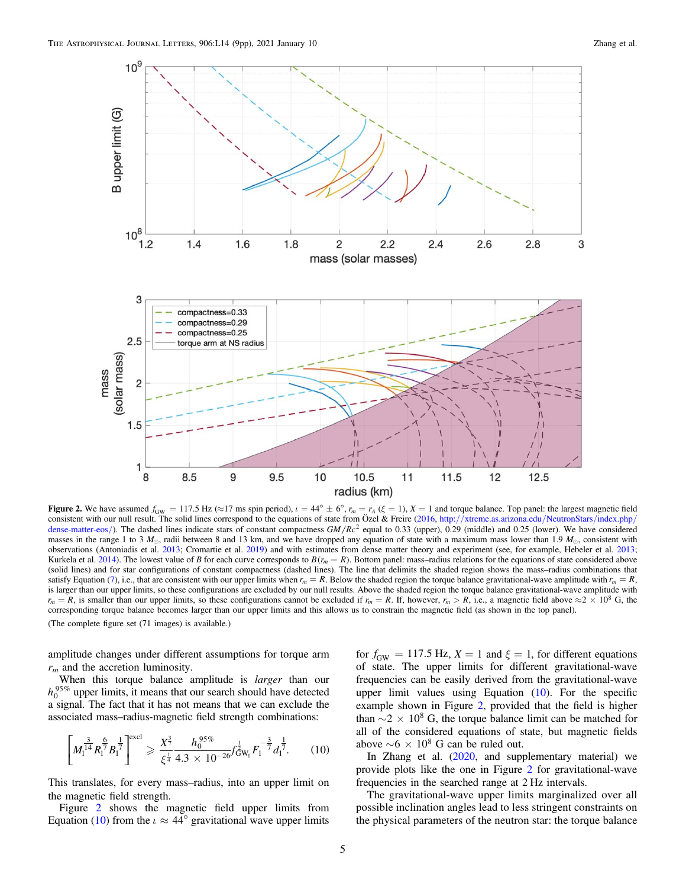**Figure 2.** We have assumed $f_{\rm GW} = 117.5$ Hz ($\approx$17 ms spin period), $\iota = 44° \pm 6°$, $r_m = r_A$ ($\xi = 1$), $X = 1$ and torque balance. Top panel: the largest magnetic field consistent with our null result. The solid lines correspond to the equations of state from Özel & Freire (2016, http://xtreme.as.arizona.edu/NeutronStars/index.php/dense-matter-eos/). The dashed lines indicate stars of constant compactness $GM/Rc^2$ equal to 0.33 (upper), 0.29 (middle) and 0.25 (lower). We have considered masses in the range 1 to 3 $M_\odot$, radii between 8 and 13 km, and we have dropped any equation of state with a maximum mass lower than 1.9 $M_\odot$, consistent with observations (Antoniadis et al. 2013; Cromartie et al. 2019) and with estimates from dense matter theory and experiment (see, for example, Hebeler et al. 2013; Kurkela et al. 2014). The lowest value of $B$ for each curve corresponds to $B(r_m = R)$. Bottom panel: mass–radius relations for the equations of state considered above (solid lines) and for star configurations of constant compactness (dashed lines). The line that delimits the shaded region shows the mass–radius combinations that satisfy Equation (7), i.e., that are consistent with our upper limits when $r_m = R$. Below the shaded region the torque balance gravitational-wave amplitude with $r_m = R$, is larger than our upper limits, so these configurations are excluded by our null results. Above the shaded region the torque balance gravitational-wave amplitude with $r_m = R$, is smaller than our upper limits, so these configurations cannot be excluded if $r_m = R$. If, however, $r_m > R$, i.e., a magnetic field above $\approx 2 \times 10^8$ G, the corresponding torque balance becomes larger than our upper limits and this allows us to constrain the magnetic field (as shown in the top panel).

(The complete figure set (71 images) is available.)

amplitude changes under different assumptions for torque arm $r_m$ and the accretion luminosity.

When this torque balance amplitude is *larger* than our $h_0^{95\%}$ upper limits, it means that our search should have detected a signal. The fact that it has not means that we can exclude the associated mass–radius-magnetic field strength combinations:

$$\left[M_1^{\frac{3}{14}} R_1^{\frac{6}{7}} B_1^{\frac{1}{7}}\right]^{\rm excl} \geqslant \frac{X^{\frac{3}{7}}}{\xi^{\frac{1}{4}}} \frac{h_0^{95\%}}{4.3 \times 10^{-26}} f_{\rm GW_1}^{\frac{1}{7}} F_1^{-\frac{3}{7}} d_1^{\frac{1}{7}}. \tag{10}$$

This translates, for every mass–radius, into an upper limit on the magnetic field strength.

Figure 2 shows the magnetic field upper limits from Equation (10) from the $\iota \approx 44°$ gravitational wave upper limits for $f_{\rm GW} = 117.5$ Hz, $X = 1$ and $\xi = 1$, for different equations of state. The upper limits for different gravitational-wave frequencies can be easily derived from the gravitational-wave upper limit values using Equation (10). For the specific example shown in Figure 2, provided that the field is higher than $\sim 2 \times 10^8$ G, the torque balance limit can be matched for all of the considered equations of state, but magnetic fields above $\sim 6 \times 10^8$ G can be ruled out.

In Zhang et al. (2020, and supplementary material) we provide plots like the one in Figure 2 for gravitational-wave frequencies in the searched range at 2 Hz intervals.

The gravitational-wave upper limits marginalized over all possible inclination angles lead to less stringent constraints on the physical parameters of the neutron star: the torque balance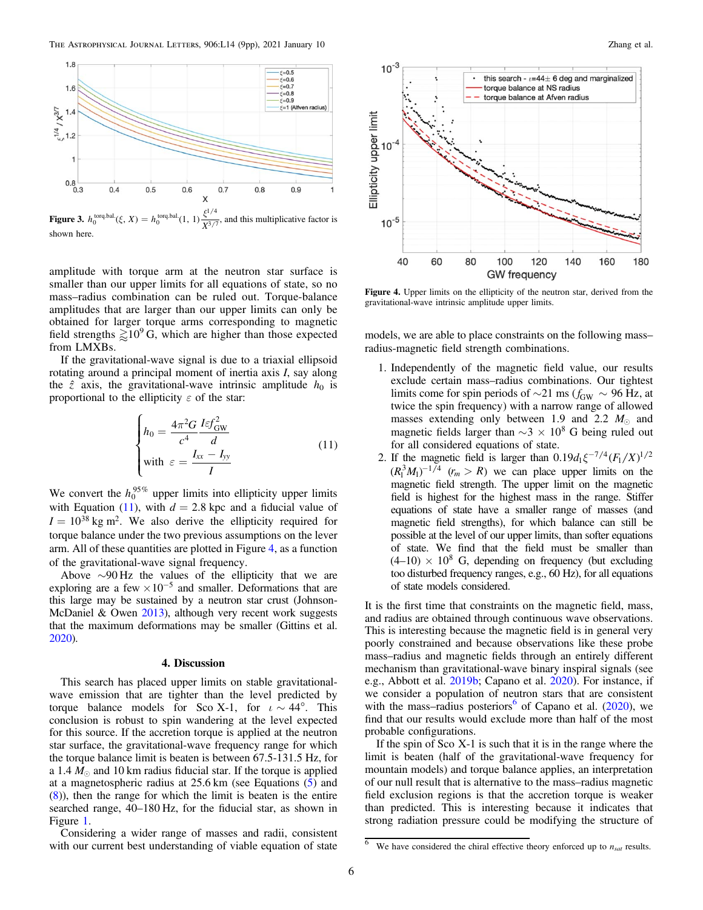**Figure 3.** $h_0^{\rm torq.bal.}(\xi, X) = h_0^{\rm torq.bal.}(1, 1)\frac{\xi^{1/4}}{X^{3/7}}$, and this multiplicative factor is shown here.

amplitude with torque arm at the neutron star surface is smaller than our upper limits for all equations of state, so no mass–radius combination can be ruled out. Torque-balance amplitudes that are larger than our upper limits can only be obtained for larger torque arms corresponding to magnetic field strengths $\gtrsim 10^9$ G, which are higher than those expected from LMXBs.

If the gravitational-wave signal is due to a triaxial ellipsoid rotating around a principal moment of inertia axis $I$, say along the $\hat{z}$ axis, the gravitational-wave intrinsic amplitude $h_0$ is proportional to the ellipticity $\varepsilon$ of the star:

$$
\begin{cases} h_0 = \dfrac{4\pi^2 G}{c^4}\dfrac{I\varepsilon f_{\rm GW}^2}{d} \\ \text{with } \varepsilon = \dfrac{I_{xx} - I_{yy}}{I} \end{cases} \tag{11}
$$

We convert the $h_0^{95\%}$ upper limits into ellipticity upper limits with Equation (11), with $d = 2.8$ kpc and a fiducial value of $I = 10^{38}$ kg m$^2$. We also derive the ellipticity required for torque balance under the two previous assumptions on the lever arm. All of these quantities are plotted in Figure 4, as a function of the gravitational-wave signal frequency.

Above $\sim$90 Hz the values of the ellipticity that we are exploring are a few $\times 10^{-5}$ and smaller. Deformations that are this large may be sustained by a neutron star crust (Johnson-McDaniel & Owen 2013), although very recent work suggests that the maximum deformations may be smaller (Gittins et al. 2020).

**Figure 4.** Upper limits on the ellipticity of the neutron star, derived from the gravitational-wave intrinsic amplitude upper limits.

## 4. Discussion

This search has placed upper limits on stable gravitational-wave emission that are tighter than the level predicted by torque balance models for Sco X-1, for $\iota \sim 44°$. This conclusion is robust to spin wandering at the level expected for this source. If the accretion torque is applied at the neutron star surface, the gravitational-wave frequency range for which the torque balance limit is beaten is between 67.5-131.5 Hz, for a 1.4 $M_\odot$ and 10 km radius fiducial star. If the torque is applied at a magnetospheric radius at 25.6 km (see Equations (5) and (8)), then the range for which the limit is beaten is the entire searched range, 40–180 Hz, for the fiducial star, as shown in Figure 1.

Considering a wider range of masses and radii, consistent with our current best understanding of viable equation of state models, we are able to place constraints on the following mass–radius-magnetic field strength combinations.

1. Independently of the magnetic field value, our results exclude certain mass–radius combinations. Our tightest limits come for spin periods of $\sim$21 ms ($f_{\rm GW} \sim 96$ Hz, at twice the spin frequency) with a narrow range of allowed masses extending only between 1.9 and 2.2 $M_\odot$ and magnetic fields larger than $\sim 3 \times 10^8$ G being ruled out for all considered equations of state.
2. If the magnetic field is larger than $0.19 d_1 \xi^{-7/4} (F_1/X)^{1/2} (R_1^3 M_1)^{-1/4}$ ($r_m > R$) we can place upper limits on the magnetic field strength. The upper limit on the magnetic field is highest for the highest mass in the range. Stiffer equations of state have a smaller range of masses (and magnetic field strengths), for which balance can still be possible at the level of our upper limits, than softer equations of state. We find that the field must be smaller than $(4–10) \times 10^8$ G, depending on frequency (but excluding too disturbed frequency ranges, e.g., 60 Hz), for all equations of state models considered.

It is the first time that constraints on the magnetic field, mass, and radius are obtained through continuous wave observations. This is interesting because the magnetic field is in general very poorly constrained and because observations like these probe mass–radius and magnetic fields through an entirely different mechanism than gravitational-wave binary inspiral signals (see e.g., Abbott et al. 2019b; Capano et al. 2020). For instance, if we consider a population of neutron stars that are consistent with the mass–radius posteriors[6] of Capano et al. (2020), we find that our results would exclude more than half of the most probable configurations.

If the spin of Sco X-1 is such that it is in the range where the limit is beaten (half of the gravitational-wave frequency for mountain models) and torque balance applies, an interpretation of our null result that is alternative to the mass–radius magnetic field exclusion regions is that the accretion torque is weaker than predicted. This is interesting because it indicates that strong radiation pressure could be modifying the structure of

[6] We have considered the chiral effective theory enforced up to $n_{sat}$ results.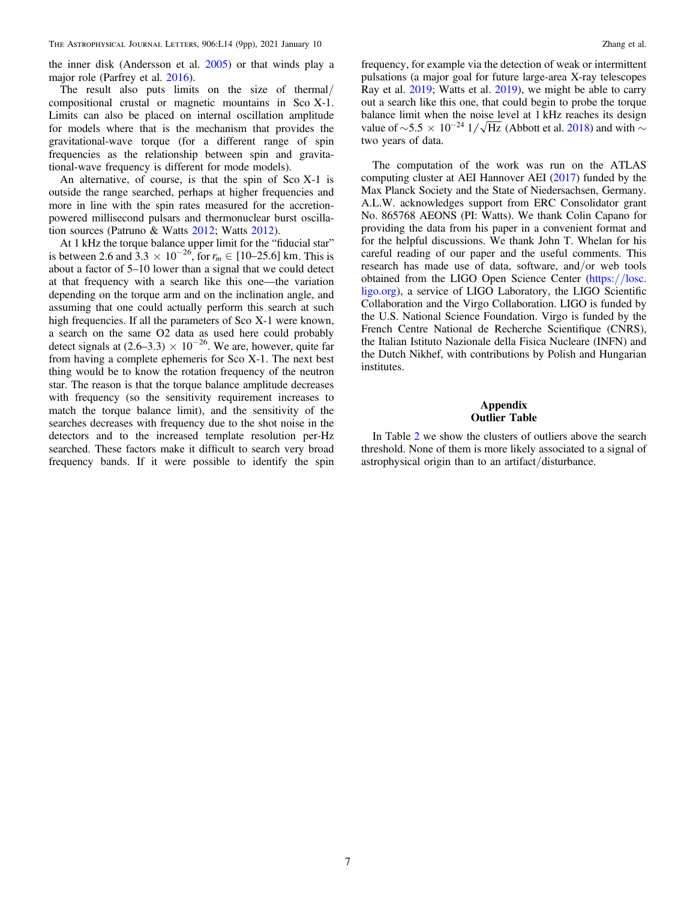the inner disk (Andersson et al. 2005) or that winds play a major role (Parfrey et al. 2016).

The result also puts limits on the size of thermal/compositional crustal or magnetic mountains in Sco X-1. Limits can also be placed on internal oscillation amplitude for models where that is the mechanism that provides the gravitational-wave torque (for a different range of spin frequencies as the relationship between spin and gravitational-wave frequency is different for mode models).

An alternative, of course, is that the spin of Sco X-1 is outside the range searched, perhaps at higher frequencies and more in line with the spin rates measured for the accretion-powered millisecond pulsars and thermonuclear burst oscillation sources (Patruno & Watts 2012; Watts 2012).

At 1 kHz the torque balance upper limit for the "fiducial star" is between 2.6 and $3.3 \times 10^{-26}$, for $r_m \in [10\text{–}25.6]$ km. This is about a factor of 5–10 lower than a signal that we could detect at that frequency with a search like this one—the variation depending on the torque arm and on the inclination angle, and assuming that one could actually perform this search at such high frequencies. If all the parameters of Sco X-1 were known, a search on the same O2 data as used here could probably detect signals at $(2.6\text{–}3.3) \times 10^{-26}$. We are, however, quite far from having a complete ephemeris for Sco X-1. The next best thing would be to know the rotation frequency of the neutron star. The reason is that the torque balance amplitude decreases with frequency (so the sensitivity requirement increases to match the torque balance limit), and the sensitivity of the searches decreases with frequency due to the shot noise in the detectors and to the increased template resolution per-Hz searched. These factors make it difficult to search very broad frequency bands. If it were possible to identify the spin frequency, for example via the detection of weak or intermittent pulsations (a major goal for future large-area X-ray telescopes Ray et al. 2019; Watts et al. 2019), we might be able to carry out a search like this one, that could begin to probe the torque balance limit when the noise level at 1 kHz reaches its design value of $\sim 5.5 \times 10^{-24}\ 1/\sqrt{\text{Hz}}$ (Abbott et al. 2018) and with $\sim$ two years of data.

The computation of the work was run on the ATLAS computing cluster at AEI Hannover AEI (2017) funded by the Max Planck Society and the State of Niedersachsen, Germany. A.L.W. acknowledges support from ERC Consolidator grant No. 865768 AEONS (PI: Watts). We thank Colin Capano for providing the data from his paper in a convenient format and for the helpful discussions. We thank John T. Whelan for his careful reading of our paper and the useful comments. This research has made use of data, software, and/or web tools obtained from the LIGO Open Science Center (https://losc.ligo.org), a service of LIGO Laboratory, the LIGO Scientific Collaboration and the Virgo Collaboration. LIGO is funded by the U.S. National Science Foundation. Virgo is funded by the French Centre National de Recherche Scientifique (CNRS), the Italian Istituto Nazionale della Fisica Nucleare (INFN) and the Dutch Nikhef, with contributions by Polish and Hungarian institutes.

## Appendix
## Outlier Table

In Table 2 we show the clusters of outliers above the search threshold. None of them is more likely associated to a signal of astrophysical origin than to an artifact/disturbance.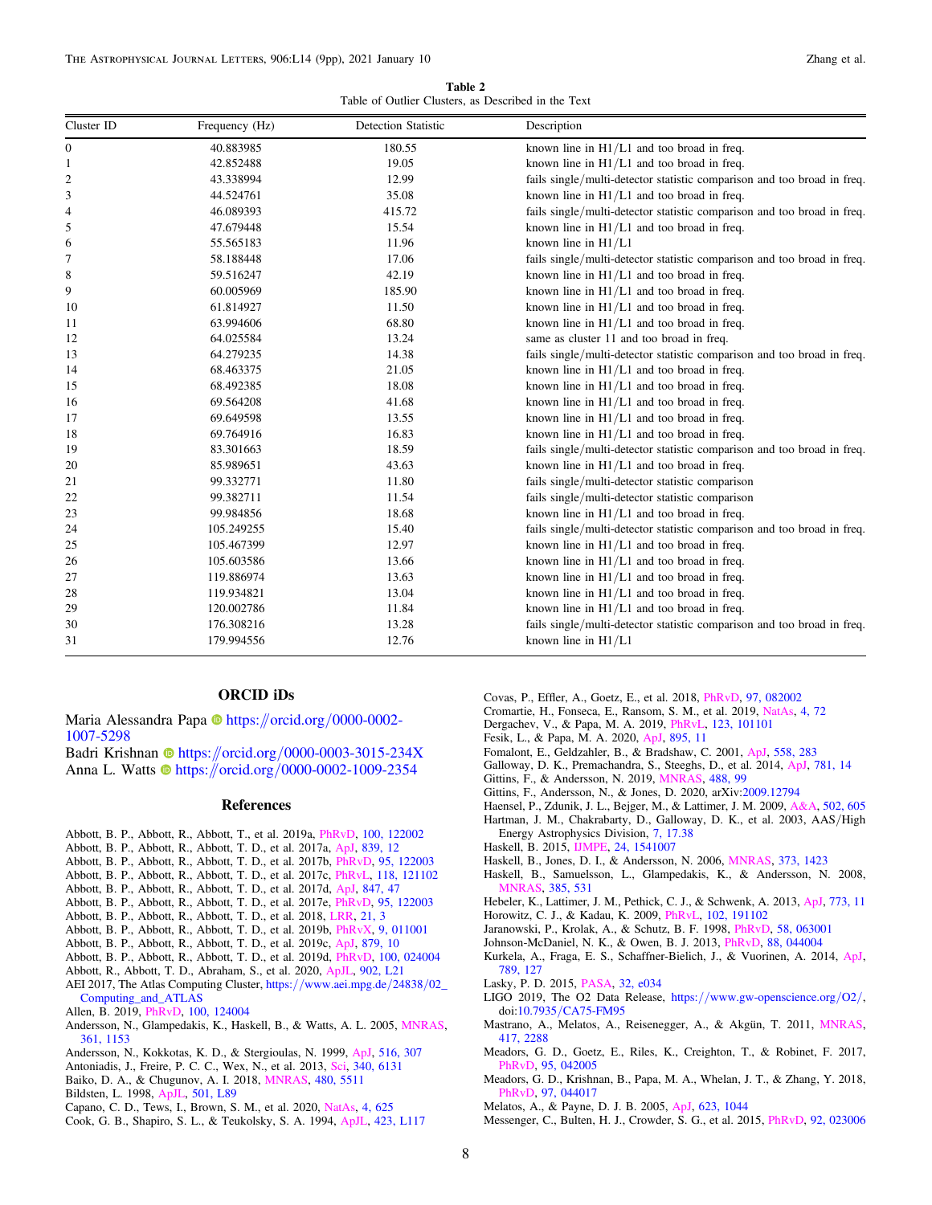**Table 2**
Table of Outlier Clusters, as Described in the Text

| Cluster ID | Frequency (Hz) | Detection Statistic | Description |
|---|---|---|---|
| 0 | 40.883985 | 180.55 | known line in H1/L1 and too broad in freq. |
| 1 | 42.852488 | 19.05 | known line in H1/L1 and too broad in freq. |
| 2 | 43.338994 | 12.99 | fails single/multi-detector statistic comparison and too broad in freq. |
| 3 | 44.524761 | 35.08 | known line in H1/L1 and too broad in freq. |
| 4 | 46.089393 | 415.72 | fails single/multi-detector statistic comparison and too broad in freq. |
| 5 | 47.679448 | 15.54 | known line in H1/L1 and too broad in freq. |
| 6 | 55.565183 | 11.96 | known line in H1/L1 |
| 7 | 58.188448 | 17.06 | fails single/multi-detector statistic comparison and too broad in freq. |
| 8 | 59.516247 | 42.19 | known line in H1/L1 and too broad in freq. |
| 9 | 60.005969 | 185.90 | known line in H1/L1 and too broad in freq. |
| 10 | 61.814927 | 11.50 | known line in H1/L1 and too broad in freq. |
| 11 | 63.994606 | 68.80 | known line in H1/L1 and too broad in freq. |
| 12 | 64.025584 | 13.24 | same as cluster 11 and too broad in freq. |
| 13 | 64.279235 | 14.38 | fails single/multi-detector statistic comparison and too broad in freq. |
| 14 | 68.463375 | 21.05 | known line in H1/L1 and too broad in freq. |
| 15 | 68.492385 | 18.08 | known line in H1/L1 and too broad in freq. |
| 16 | 69.564208 | 41.68 | known line in H1/L1 and too broad in freq. |
| 17 | 69.649598 | 13.55 | known line in H1/L1 and too broad in freq. |
| 18 | 69.764916 | 16.83 | known line in H1/L1 and too broad in freq. |
| 19 | 83.301663 | 18.59 | fails single/multi-detector statistic comparison and too broad in freq. |
| 20 | 85.989651 | 43.63 | known line in H1/L1 and too broad in freq. |
| 21 | 99.332771 | 11.80 | fails single/multi-detector statistic comparison |
| 22 | 99.382711 | 11.54 | fails single/multi-detector statistic comparison |
| 23 | 99.984856 | 18.68 | known line in H1/L1 and too broad in freq. |
| 24 | 105.249255 | 15.40 | fails single/multi-detector statistic comparison and too broad in freq. |
| 25 | 105.467399 | 12.97 | known line in H1/L1 and too broad in freq. |
| 26 | 105.603586 | 13.66 | known line in H1/L1 and too broad in freq. |
| 27 | 119.886974 | 13.63 | known line in H1/L1 and too broad in freq. |
| 28 | 119.934821 | 13.04 | known line in H1/L1 and too broad in freq. |
| 29 | 120.002786 | 11.84 | known line in H1/L1 and too broad in freq. |
| 30 | 176.308216 | 13.28 | fails single/multi-detector statistic comparison and too broad in freq. |
| 31 | 179.994556 | 12.76 | known line in H1/L1 |

## ORCID iDs

Maria Alessandra Papa https://orcid.org/0000-0002-1007-5298
Badri Krishnan https://orcid.org/0000-0003-3015-234X
Anna L. Watts https://orcid.org/0000-0002-1009-2354

## References

Abbott, B. P., Abbott, R., Abbott, T., et al. 2019a, PhRvD, 100, 122002
Abbott, B. P., Abbott, R., Abbott, T. D., et al. 2017a, ApJ, 839, 12
Abbott, B. P., Abbott, R., Abbott, T. D., et al. 2017b, PhRvD, 95, 122003
Abbott, B. P., Abbott, R., Abbott, T. D., et al. 2017c, PhRvL, 118, 121102
Abbott, B. P., Abbott, R., Abbott, T. D., et al. 2017d, ApJ, 847, 47
Abbott, B. P., Abbott, R., Abbott, T. D., et al. 2017e, PhRvD, 95, 122003
Abbott, B. P., Abbott, R., Abbott, T. D., et al. 2018, LRR, 21, 3
Abbott, B. P., Abbott, R., Abbott, T. D., et al. 2019b, PhRvX, 9, 011001
Abbott, B. P., Abbott, R., Abbott, T. D., et al. 2019c, ApJ, 879, 10
Abbott, B. P., Abbott, R., Abbott, T. D., et al. 2019d, PhRvD, 100, 024004
Abbott, R., Abbott, T. D., Abraham, S., et al. 2020, ApJL, 902, L21
AEI 2017, The Atlas Computing Cluster, https://www.aei.mpg.de/24838/02_Computing_and_ATLAS
Allen, B. 2019, PhRvD, 100, 124004
Andersson, N., Glampedakis, K., Haskell, B., & Watts, A. L. 2005, MNRAS, 361, 1153
Andersson, N., Kokkotas, K. D., & Stergioulas, N. 1999, ApJ, 516, 307
Antoniadis, J., Freire, P. C. C., Wex, N., et al. 2013, Sci, 340, 6131
Baiko, D. A., & Chugunov, A. I. 2018, MNRAS, 480, 5511
Bildsten, L. 1998, ApJL, 501, L89
Capano, C. D., Tews, I., Brown, S. M., et al. 2020, NatAs, 4, 625
Cook, G. B., Shapiro, S. L., & Teukolsky, S. A. 1994, ApJL, 423, L117
Covas, P., Effler, A., Goetz, E., et al. 2018, PhRvD, 97, 082002
Cromartie, H., Fonseca, E., Ransom, S. M., et al. 2019, NatAs, 4, 72
Dergachev, V., & Papa, M. A. 2019, PhRvL, 123, 101101
Fesik, L., & Papa, M. A. 2020, ApJ, 895, 11
Fomalont, E., Geldzahler, B., & Bradshaw, C. 2001, ApJ, 558, 283
Galloway, D. K., Premachandra, S., Steeghs, D., et al. 2014, ApJ, 781, 14
Gittins, F., & Andersson, N. 2019, MNRAS, 488, 99
Gittins, F., Andersson, N., & Jones, D. 2020, arXiv:2009.12794
Haensel, P., Zdunik, J. L., Bejger, M., & Lattimer, J. M. 2009, A&A, 502, 605
Hartman, J. M., Chakrabarty, D., Galloway, D. K., et al. 2003, AAS/High Energy Astrophysics Division, 7, 17.38
Haskell, B. 2015, IJMPE, 24, 1541007
Haskell, B., Jones, D. I., & Andersson, N. 2006, MNRAS, 373, 1423
Haskell, B., Samuelsson, L., Glampedakis, K., & Andersson, N. 2008, MNRAS, 385, 531
Hebeler, K., Lattimer, J. M., Pethick, C. J., & Schwenk, A. 2013, ApJ, 773, 11
Horowitz, C. J., & Kadau, K. 2009, PhRvL, 102, 191102
Jaranowski, P., Krolak, A., & Schutz, B. F. 1998, PhRvD, 58, 063001
Johnson-McDaniel, N. K., & Owen, B. J. 2013, PhRvD, 88, 044004
Kurkela, A., Fraga, E. S., Schaffner-Bielich, J., & Vuorinen, A. 2014, ApJ, 789, 127
Lasky, P. D. 2015, PASA, 32, e034
LIGO 2019, The O2 Data Release, https://www.gw-openscience.org/O2/, doi:10.7935/CA75-FM95
Mastrano, A., Melatos, A., Reisenegger, A., & Akgün, T. 2011, MNRAS, 417, 2288
Meadors, G. D., Goetz, E., Riles, K., Creighton, T., & Robinet, F. 2017, PhRvD, 95, 042005
Meadors, G. D., Krishnan, B., Papa, M. A., Whelan, J. T., & Zhang, Y. 2018, PhRvD, 97, 044017
Melatos, A., & Payne, D. J. B. 2005, ApJ, 623, 1044
Messenger, C., Bulten, H. J., Crowder, S. G., et al. 2015, PhRvD, 92, 023006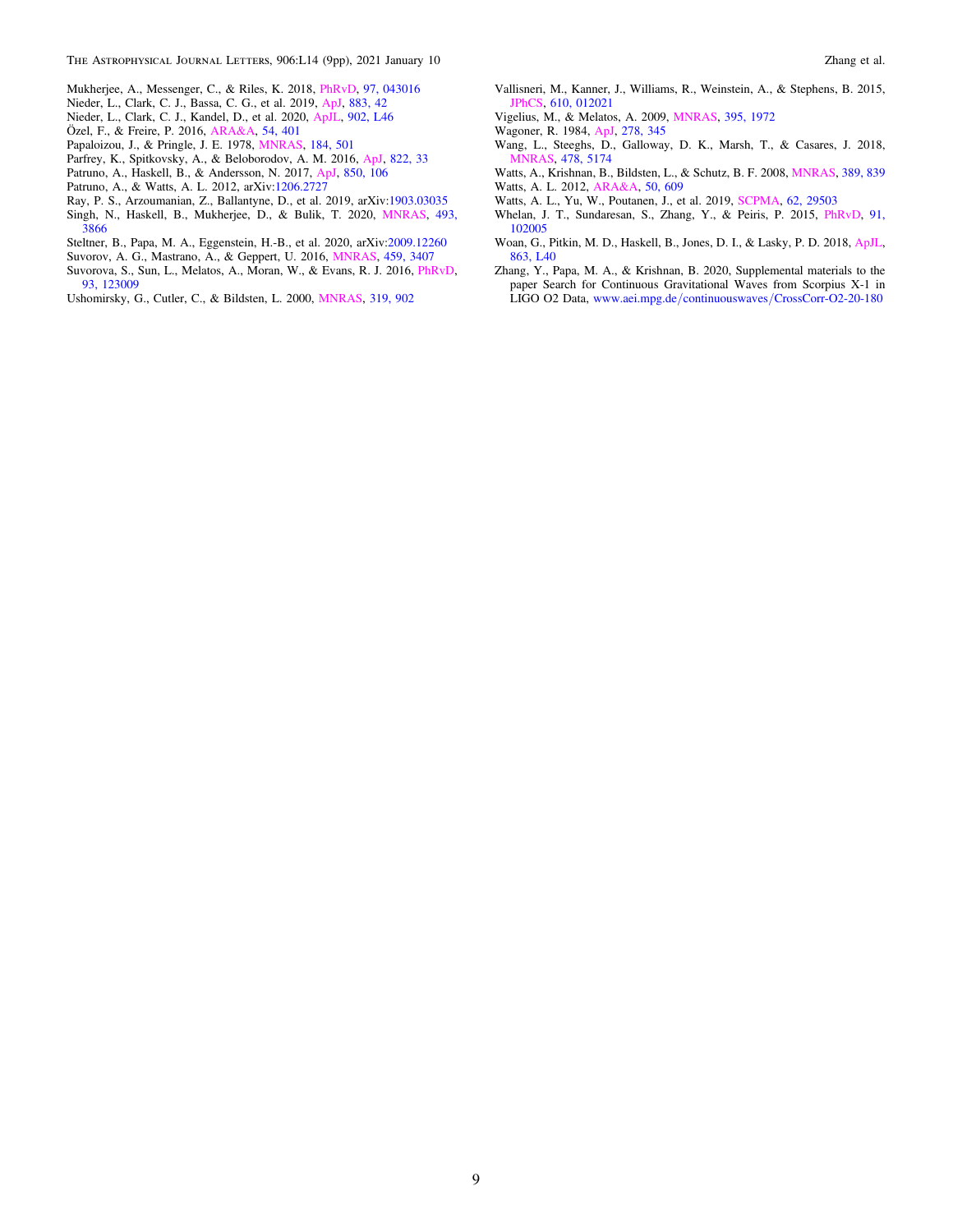Mukherjee, A., Messenger, C., & Riles, K. 2018, PhRvD, 97, 043016

Nieder, L., Clark, C. J., Bassa, C. G., et al. 2019, ApJ, 883, 42

Nieder, L., Clark, C. J., Kandel, D., et al. 2020, ApJL, 902, L46

Özel, F., & Freire, P. 2016, ARA&A, 54, 401

Papaloizou, J., & Pringle, J. E. 1978, MNRAS, 184, 501

Parfrey, K., Spitkovsky, A., & Beloborodov, A. M. 2016, ApJ, 822, 33

Patruno, A., Haskell, B., & Andersson, N. 2017, ApJ, 850, 106

Patruno, A., & Watts, A. L. 2012, arXiv:1206.2727

Ray, P. S., Arzoumanian, Z., Ballantyne, D., et al. 2019, arXiv:1903.03035

Singh, N., Haskell, B., Mukherjee, D., & Bulik, T. 2020, MNRAS, 493, 3866

Steltner, B., Papa, M. A., Eggenstein, H.-B., et al. 2020, arXiv:2009.12260

Suvorov, A. G., Mastrano, A., & Geppert, U. 2016, MNRAS, 459, 3407

Suvorova, S., Sun, L., Melatos, A., Moran, W., & Evans, R. J. 2016, PhRvD, 93, 123009

Ushomirsky, G., Cutler, C., & Bildsten, L. 2000, MNRAS, 319, 902

Vallisneri, M., Kanner, J., Williams, R., Weinstein, A., & Stephens, B. 2015, JPhCS, 610, 012021

Vigelius, M., & Melatos, A. 2009, MNRAS, 395, 1972

Wagoner, R. 1984, ApJ, 278, 345

Wang, L., Steeghs, D., Galloway, D. K., Marsh, T., & Casares, J. 2018, MNRAS, 478, 5174

Watts, A., Krishnan, B., Bildsten, L., & Schutz, B. F. 2008, MNRAS, 389, 839

Watts, A. L. 2012, ARA&A, 50, 609

Watts, A. L., Yu, W., Poutanen, J., et al. 2019, SCPMA, 62, 29503

Whelan, J. T., Sundaresan, S., Zhang, Y., & Peiris, P. 2015, PhRvD, 91, 102005

Woan, G., Pitkin, M. D., Haskell, B., Jones, D. I., & Lasky, P. D. 2018, ApJL, 863, L40

Zhang, Y., Papa, M. A., & Krishnan, B. 2020, Supplemental materials to the paper Search for Continuous Gravitational Waves from Scorpius X-1 in LIGO O2 Data, www.aei.mpg.de/continuouswaves/CrossCorr-O2-20-180